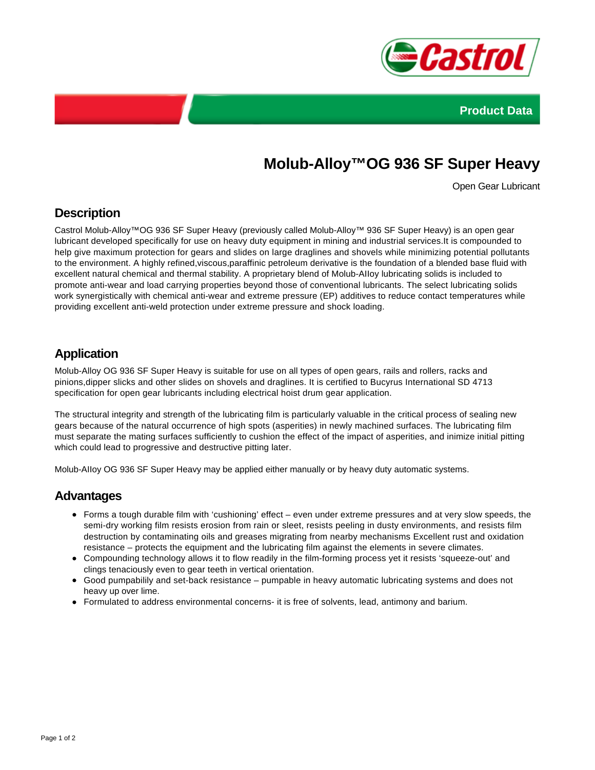Product Data

# Molub-Alloy™OG 936 SF Super Heavy

Open Gear Lubricant

## Description

Castrol Molub-Alloy™OG 936 SF Super Heavy (previously called Molub-Alloy™ 936 SF Super Heavy) is an open gear lubricant developed specifically for use on heavy duty equipment in mining and industrial services.It is compounded to help give maximum protection for gears and slides on large draglines and shovels while minimizing potential pollutants to the environment. A highly refined,viscous,paraffinic petroleum derivative is the foundation of a blended base fluid with excellent natural chemical and thermal stability. A proprietary blend of Molub-AIloy lubricating solids is included to promote anti-wear and load carrying properties beyond those of conventional lubricants. The select lubricating solids work synergistically with chemical anti-wear and extreme pressure (EP) additives to reduce contact temperatures while providing excellent anti-weld protection under extreme pressure and shock loading.

## Application

Molub-Alloy OG 936 SF Super Heavy is suitable for use on all types of open gears, rails and rollers, racks and pinions,dipper slicks and other slides on shovels and draglines. It is certified to Bucyrus International SD 4713 specification for open gear lubricants including electrical hoist drum gear application.

The structural integrity and strength of the lubricating film is particularly valuable in the critical process of sealing new gears because of the natural occurrence of high spots (asperities) in newly machined surfaces. The lubricating film must separate the mating surfaces sufficiently to cushion the effect of the impact of asperities, and inimize initial pitting which could lead to progressive and destructive pitting later.

Molub-AIloy OG 936 SF Super Heavy may be applied either manually or by heavy duty automatic systems.

## Advantages

- Forms a tough durable film with ‘cushioning’ effect – even under extreme pressures and at very slow speeds, the semi-dry working film resists erosion from rain or sleet, resists peeling in dusty environments, and resists film destruction by contaminating oils and greases migrating from nearby mechanisms Excellent rust and oxidation resistance – protects the equipment and the lubricating film against the elements in severe climates.
- Compounding technology allows it to flow readily in the film-forming process yet it resists ‘squeeze-out’ and clings tenaciously even to gear teeth in vertical orientation.
- Good pumpabilily and set-back resistance – pumpable in heavy automatic lubricating systems and does not heavy up over lime.
- Formulated to address environmental concerns- it is free of solvents, lead, antimony and barium.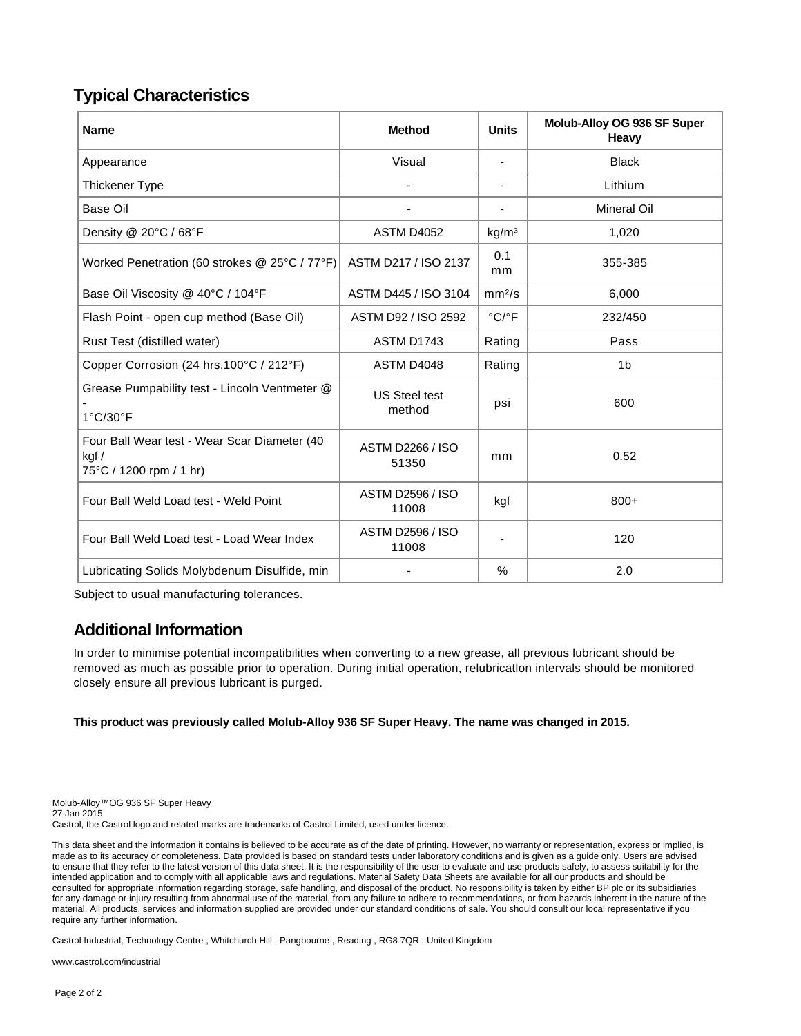## Typical Characteristics

| Name | Method | Units | Molub-Alloy OG 936 SF Super Heavy |
|---|---|---|---|
| Appearance | Visual | - | Black |
| Thickener Type | - | - | Lithium |
| Base Oil | - | - | Mineral Oil |
| Density @ 20°C / 68°F | ASTM D4052 | kg/m³ | 1,020 |
| Worked Penetration (60 strokes @ 25°C / 77°F) | ASTM D217 / ISO 2137 | 0.1 mm | 355-385 |
| Base Oil Viscosity @ 40°C / 104°F | ASTM D445 / ISO 3104 | mm²/s | 6,000 |
| Flash Point - open cup method (Base Oil) | ASTM D92 / ISO 2592 | °C/°F | 232/450 |
| Rust Test (distilled water) | ASTM D1743 | Rating | Pass |
| Copper Corrosion (24 hrs,100°C / 212°F) | ASTM D4048 | Rating | 1b |
| Grease Pumpability test - Lincoln Ventmeter @ - 1°C/30°F | US Steel test method | psi | 600 |
| Four Ball Wear test - Wear Scar Diameter (40 kgf / 75°C / 1200 rpm / 1 hr) | ASTM D2266 / ISO 51350 | mm | 0.52 |
| Four Ball Weld Load test - Weld Point | ASTM D2596 / ISO 11008 | kgf | 800+ |
| Four Ball Weld Load test - Load Wear Index | ASTM D2596 / ISO 11008 | - | 120 |
| Lubricating Solids Molybdenum Disulfide, min | - | % | 2.0 |

Subject to usual manufacturing tolerances.

## Additional Information

In order to minimise potential incompatibilities when converting to a new grease, all previous lubricant should be removed as much as possible prior to operation. During initial operation, relubricatlon intervals should be monitored closely ensure all previous lubricant is purged.

**This product was previously called Molub-Alloy 936 SF Super Heavy. The name was changed in 2015.**

Molub-Alloy™OG 936 SF Super Heavy
27 Jan 2015
Castrol, the Castrol logo and related marks are trademarks of Castrol Limited, used under licence.

This data sheet and the information it contains is believed to be accurate as of the date of printing. However, no warranty or representation, express or implied, is made as to its accuracy or completeness. Data provided is based on standard tests under laboratory conditions and is given as a guide only. Users are advised to ensure that they refer to the latest version of this data sheet. It is the responsibility of the user to evaluate and use products safely, to assess suitability for the intended application and to comply with all applicable laws and regulations. Material Safety Data Sheets are available for all our products and should be consulted for appropriate information regarding storage, safe handling, and disposal of the product. No responsibility is taken by either BP plc or its subsidiaries for any damage or injury resulting from abnormal use of the material, from any failure to adhere to recommendations, or from hazards inherent in the nature of the material. All products, services and information supplied are provided under our standard conditions of sale. You should consult our local representative if you require any further information.

Castrol Industrial, Technology Centre , Whitchurch Hill , Pangbourne , Reading , RG8 7QR , United Kingdom

www.castrol.com/industrial